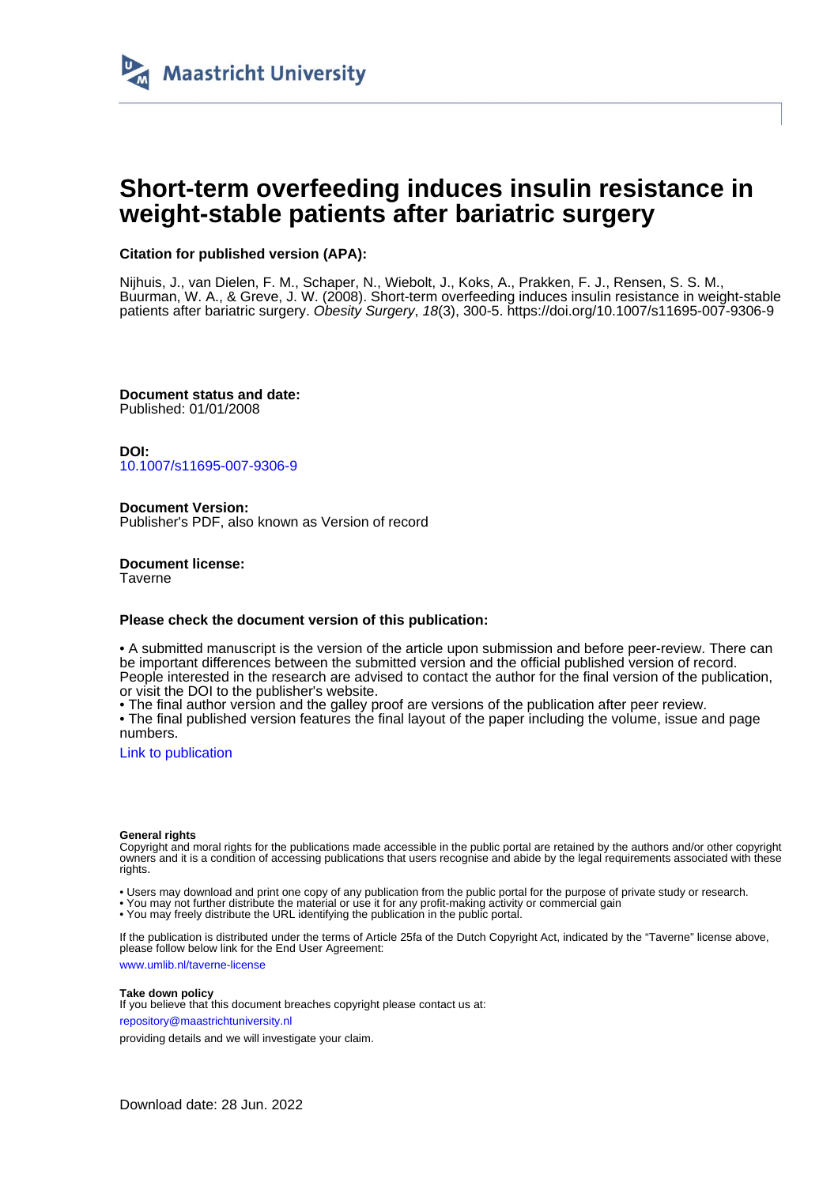Maastricht University

# Short-term overfeeding induces insulin resistance in weight-stable patients after bariatric surgery

**Citation for published version (APA):**

Nijhuis, J., van Dielen, F. M., Schaper, N., Wiebolt, J., Koks, A., Prakken, F. J., Rensen, S. S. M., Buurman, W. A., & Greve, J. W. (2008). Short-term overfeeding induces insulin resistance in weight-stable patients after bariatric surgery. *Obesity Surgery*, *18*(3), 300-5. https://doi.org/10.1007/s11695-007-9306-9

**Document status and date:**
Published: 01/01/2008

**DOI:**
10.1007/s11695-007-9306-9

**Document Version:**
Publisher's PDF, also known as Version of record

**Document license:**
Taverne

**Please check the document version of this publication:**

• A submitted manuscript is the version of the article upon submission and before peer-review. There can be important differences between the submitted version and the official published version of record. People interested in the research are advised to contact the author for the final version of the publication, or visit the DOI to the publisher's website.
• The final author version and the galley proof are versions of the publication after peer review.
• The final published version features the final layout of the paper including the volume, issue and page numbers.

Link to publication

**General rights**
Copyright and moral rights for the publications made accessible in the public portal are retained by the authors and/or other copyright owners and it is a condition of accessing publications that users recognise and abide by the legal requirements associated with these rights.

• Users may download and print one copy of any publication from the public portal for the purpose of private study or research.
• You may not further distribute the material or use it for any profit-making activity or commercial gain
• You may freely distribute the URL identifying the publication in the public portal.

If the publication is distributed under the terms of Article 25fa of the Dutch Copyright Act, indicated by the "Taverne" license above, please follow below link for the End User Agreement:

www.umlib.nl/taverne-license

**Take down policy**
If you believe that this document breaches copyright please contact us at:

repository@maastrichtuniversity.nl

providing details and we will investigate your claim.

Download date: 28 Jun. 2022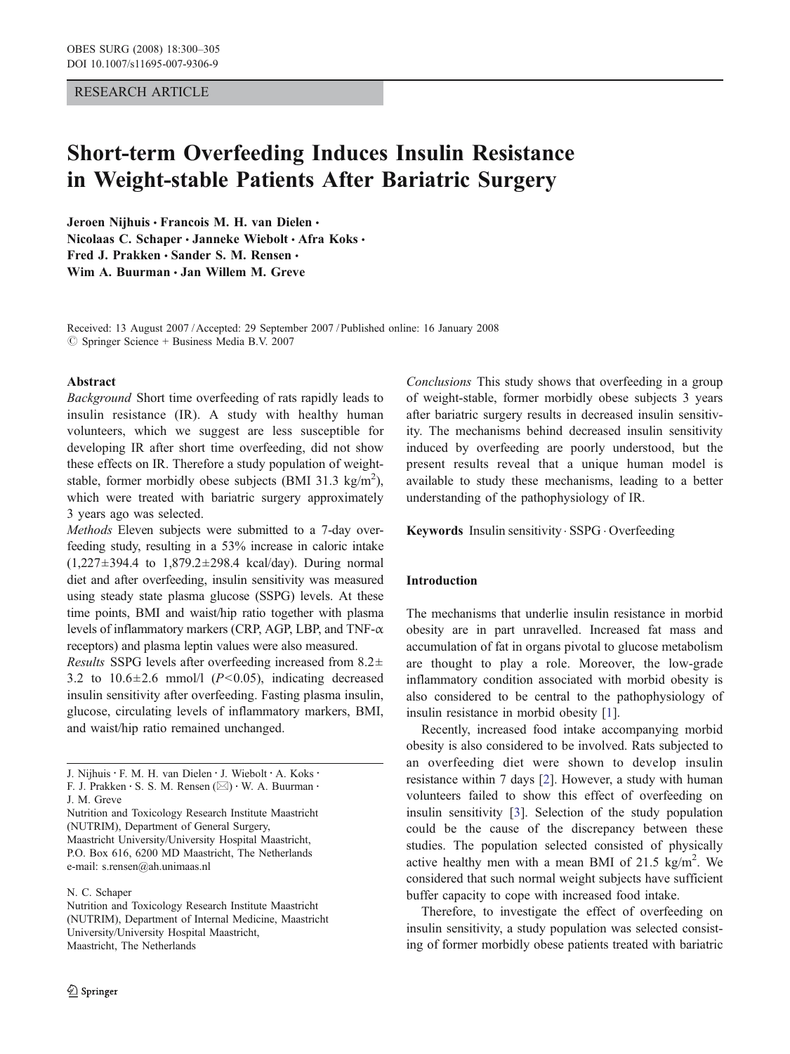# Short-term Overfeeding Induces Insulin Resistance in Weight-stable Patients After Bariatric Surgery

**Jeroen Nijhuis · Francois M. H. van Dielen · Nicolaas C. Schaper · Janneke Wiebolt · Afra Koks · Fred J. Prakken · Sander S. M. Rensen · Wim A. Buurman · Jan Willem M. Greve**

Received: 13 August 2007 / Accepted: 29 September 2007 / Published online: 16 January 2008
© Springer Science + Business Media B.V. 2007

## Abstract

*Background* Short time overfeeding of rats rapidly leads to insulin resistance (IR). A study with healthy human volunteers, which we suggest are less susceptible for developing IR after short time overfeeding, did not show these effects on IR. Therefore a study population of weight-stable, former morbidly obese subjects (BMI 31.3 kg/m$^2$), which were treated with bariatric surgery approximately 3 years ago was selected.

*Methods* Eleven subjects were submitted to a 7-day overfeeding study, resulting in a 53% increase in caloric intake (1,227±394.4 to 1,879.2±298.4 kcal/day). During normal diet and after overfeeding, insulin sensitivity was measured using steady state plasma glucose (SSPG) levels. At these time points, BMI and waist/hip ratio together with plasma levels of inflammatory markers (CRP, AGP, LBP, and TNF-α receptors) and plasma leptin values were also measured.

*Results* SSPG levels after overfeeding increased from 8.2± 3.2 to 10.6±2.6 mmol/l ($P<0.05$), indicating decreased insulin sensitivity after overfeeding. Fasting plasma insulin, glucose, circulating levels of inflammatory markers, BMI, and waist/hip ratio remained unchanged.

*Conclusions* This study shows that overfeeding in a group of weight-stable, former morbidly obese subjects 3 years after bariatric surgery results in decreased insulin sensitivity. The mechanisms behind decreased insulin sensitivity induced by overfeeding are poorly understood, but the present results reveal that a unique human model is available to study these mechanisms, leading to a better understanding of the pathophysiology of IR.

**Keywords** Insulin sensitivity · SSPG · Overfeeding

J. Nijhuis · F. M. H. van Dielen · J. Wiebolt · A. Koks · F. J. Prakken · S. S. M. Rensen (✉) · W. A. Buurman · J. M. Greve
Nutrition and Toxicology Research Institute Maastricht (NUTRIM), Department of General Surgery, Maastricht University/University Hospital Maastricht, P.O. Box 616, 6200 MD Maastricht, The Netherlands
e-mail: s.rensen@ah.unimaas.nl

N. C. Schaper
Nutrition and Toxicology Research Institute Maastricht (NUTRIM), Department of Internal Medicine, Maastricht University/University Hospital Maastricht, Maastricht, The Netherlands

## Introduction

The mechanisms that underlie insulin resistance in morbid obesity are in part unravelled. Increased fat mass and accumulation of fat in organs pivotal to glucose metabolism are thought to play a role. Moreover, the low-grade inflammatory condition associated with morbid obesity is also considered to be central to the pathophysiology of insulin resistance in morbid obesity [1].

Recently, increased food intake accompanying morbid obesity is also considered to be involved. Rats subjected to an overfeeding diet were shown to develop insulin resistance within 7 days [2]. However, a study with human volunteers failed to show this effect of overfeeding on insulin sensitivity [3]. Selection of the study population could be the cause of the discrepancy between these studies. The population selected consisted of physically active healthy men with a mean BMI of 21.5 kg/m$^2$. We considered that such normal weight subjects have sufficient buffer capacity to cope with increased food intake.

Therefore, to investigate the effect of overfeeding on insulin sensitivity, a study population was selected consisting of former morbidly obese patients treated with bariatric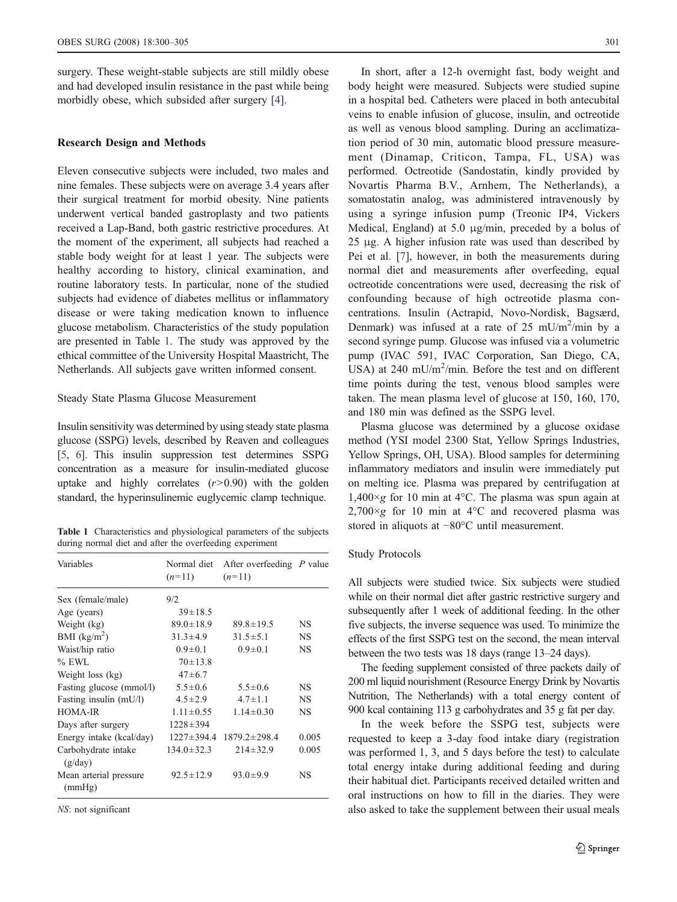surgery. These weight-stable subjects are still mildly obese and had developed insulin resistance in the past while being morbidly obese, which subsided after surgery [4].

## Research Design and Methods

Eleven consecutive subjects were included, two males and nine females. These subjects were on average 3.4 years after their surgical treatment for morbid obesity. Nine patients underwent vertical banded gastroplasty and two patients received a Lap-Band, both gastric restrictive procedures. At the moment of the experiment, all subjects had reached a stable body weight for at least 1 year. The subjects were healthy according to history, clinical examination, and routine laboratory tests. In particular, none of the studied subjects had evidence of diabetes mellitus or inflammatory disease or were taking medication known to influence glucose metabolism. Characteristics of the study population are presented in Table 1. The study was approved by the ethical committee of the University Hospital Maastricht, The Netherlands. All subjects gave written informed consent.

### Steady State Plasma Glucose Measurement

Insulin sensitivity was determined by using steady state plasma glucose (SSPG) levels, described by Reaven and colleagues [5, 6]. This insulin suppression test determines SSPG concentration as a measure for insulin-mediated glucose uptake and highly correlates ($r$>0.90) with the golden standard, the hyperinsulinemic euglycemic clamp technique.

**Table 1** Characteristics and physiological parameters of the subjects during normal diet and after the overfeeding experiment

| Variables | Normal diet ($n$=11) | After overfeeding ($n$=11) | $P$ value |
|---|---|---|---|
| Sex (female/male) | 9/2 | | |
| Age (years) | 39±18.5 | | |
| Weight (kg) | 89.0±18.9 | 89.8±19.5 | NS |
| BMI (kg/m$^2$) | 31.3±4.9 | 31.5±5.1 | NS |
| Waist/hip ratio | 0.9±0.1 | 0.9±0.1 | NS |
| % EWL | 70±13.8 | | |
| Weight loss (kg) | 47±6.7 | | |
| Fasting glucose (mmol/l) | 5.5±0.6 | 5.5±0.6 | NS |
| Fasting insulin (mU/l) | 4.5±2.9 | 4.7±1.1 | NS |
| HOMA-IR | 1.11±0.55 | 1.14±0.30 | NS |
| Days after surgery | 1228±394 | | |
| Energy intake (kcal/day) | 1227±394.4 | 1879.2±298.4 | 0.005 |
| Carbohydrate intake (g/day) | 134.0±32.3 | 214±32.9 | 0.005 |
| Mean arterial pressure (mmHg) | 92.5±12.9 | 93.0±9.9 | NS |

*NS*: not significant

In short, after a 12-h overnight fast, body weight and body height were measured. Subjects were studied supine in a hospital bed. Catheters were placed in both antecubital veins to enable infusion of glucose, insulin, and octreotide as well as venous blood sampling. During an acclimatization period of 30 min, automatic blood pressure measurement (Dinamap, Criticon, Tampa, FL, USA) was performed. Octreotide (Sandostatin, kindly provided by Novartis Pharma B.V., Arnhem, The Netherlands), a somatostatin analog, was administered intravenously by using a syringe infusion pump (Treonic IP4, Vickers Medical, England) at 5.0 μg/min, preceded by a bolus of 25 μg. A higher infusion rate was used than described by Pei et al. [7], however, in both the measurements during normal diet and measurements after overfeeding, equal octreotide concentrations were used, decreasing the risk of confounding because of high octreotide plasma concentrations. Insulin (Actrapid, Novo-Nordisk, Bagsærd, Denmark) was infused at a rate of 25 mU/m$^2$/min by a second syringe pump. Glucose was infused via a volumetric pump (IVAC 591, IVAC Corporation, San Diego, CA, USA) at 240 mU/m$^2$/min. Before the test and on different time points during the test, venous blood samples were taken. The mean plasma level of glucose at 150, 160, 170, and 180 min was defined as the SSPG level.

Plasma glucose was determined by a glucose oxidase method (YSI model 2300 Stat, Yellow Springs Industries, Yellow Springs, OH, USA). Blood samples for determining inflammatory mediators and insulin were immediately put on melting ice. Plasma was prepared by centrifugation at 1,400×$g$ for 10 min at 4°C. The plasma was spun again at 2,700×$g$ for 10 min at 4°C and recovered plasma was stored in aliquots at −80°C until measurement.

### Study Protocols

All subjects were studied twice. Six subjects were studied while on their normal diet after gastric restrictive surgery and subsequently after 1 week of additional feeding. In the other five subjects, the inverse sequence was used. To minimize the effects of the first SSPG test on the second, the mean interval between the two tests was 18 days (range 13–24 days).

The feeding supplement consisted of three packets daily of 200 ml liquid nourishment (Resource Energy Drink by Novartis Nutrition, The Netherlands) with a total energy content of 900 kcal containing 113 g carbohydrates and 35 g fat per day.

In the week before the SSPG test, subjects were requested to keep a 3-day food intake diary (registration was performed 1, 3, and 5 days before the test) to calculate total energy intake during additional feeding and during their habitual diet. Participants received detailed written and oral instructions on how to fill in the diaries. They were also asked to take the supplement between their usual meals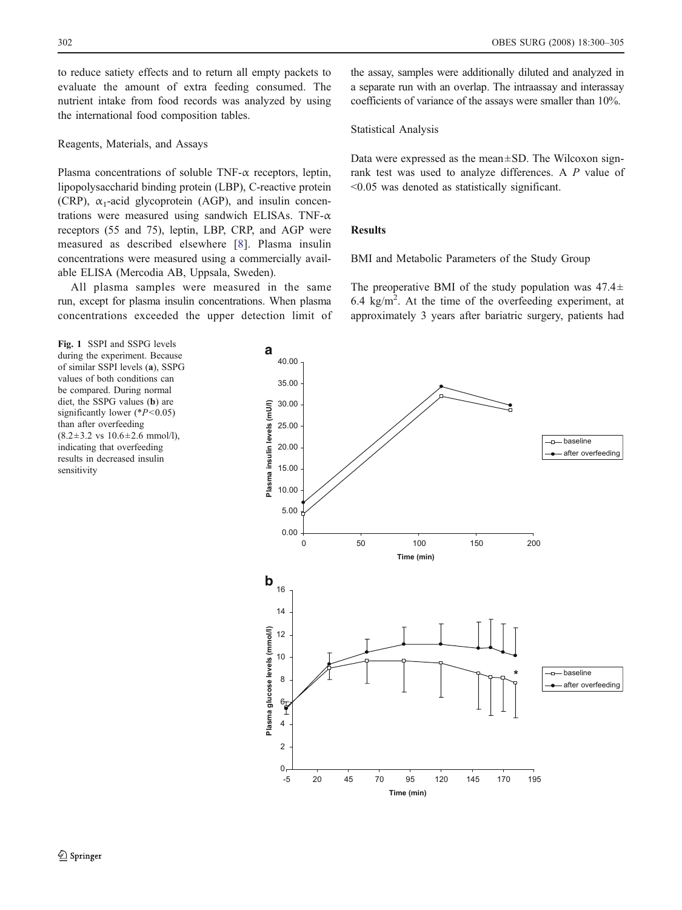to reduce satiety effects and to return all empty packets to evaluate the amount of extra feeding consumed. The nutrient intake from food records was analyzed by using the international food composition tables.

### Reagents, Materials, and Assays

Plasma concentrations of soluble TNF-α receptors, leptin, lipopolysaccharide binding protein (LBP), C-reactive protein (CRP), $\alpha_1$-acid glycoprotein (AGP), and insulin concentrations were measured using sandwich ELISAs. TNF-α receptors (55 and 75), leptin, LBP, CRP, and AGP were measured as described elsewhere [8]. Plasma insulin concentrations were measured using a commercially available ELISA (Mercodia AB, Uppsala, Sweden).

All plasma samples were measured in the same run, except for plasma insulin concentrations. When plasma concentrations exceeded the upper detection limit of the assay, samples were additionally diluted and analyzed in a separate run with an overlap. The intraassay and interassay coefficients of variance of the assays were smaller than 10%.

### Statistical Analysis

Data were expressed as the mean±SD. The Wilcoxon sign-rank test was used to analyze differences. A $P$ value of <0.05 was denoted as statistically significant.

## Results

### BMI and Metabolic Parameters of the Study Group

The preoperative BMI of the study population was 47.4± 6.4 kg/m$^2$. At the time of the overfeeding experiment, at approximately 3 years after bariatric surgery, patients had

**Fig. 1** SSPI and SSPG levels during the experiment. Because of similar SSPI levels (**a**), SSPG values of both conditions can be compared. During normal diet, the SSPG values (**b**) are significantly lower (*$P$<0.05) than after overfeeding (8.2±3.2 vs 10.6±2.6 mmol/l), indicating that overfeeding results in decreased insulin sensitivity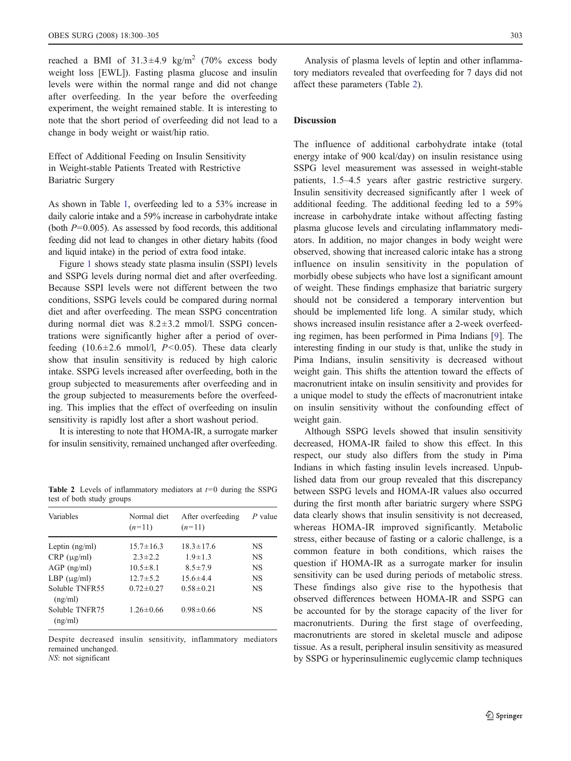reached a BMI of $31.3\pm4.9$ kg/m$^2$ (70% excess body weight loss [EWL]). Fasting plasma glucose and insulin levels were within the normal range and did not change after overfeeding. In the year before the overfeeding experiment, the weight remained stable. It is interesting to note that the short period of overfeeding did not lead to a change in body weight or waist/hip ratio.

### Effect of Additional Feeding on Insulin Sensitivity in Weight-stable Patients Treated with Restrictive Bariatric Surgery

As shown in Table 1, overfeeding led to a 53% increase in daily calorie intake and a 59% increase in carbohydrate intake (both $P$=0.005). As assessed by food records, this additional feeding did not lead to changes in other dietary habits (food and liquid intake) in the period of extra food intake.

Figure 1 shows steady state plasma insulin (SSPI) levels and SSPG levels during normal diet and after overfeeding. Because SSPI levels were not different between the two conditions, SSPG levels could be compared during normal diet and after overfeeding. The mean SSPG concentration during normal diet was $8.2\pm3.2$ mmol/l. SSPG concentrations were significantly higher after a period of overfeeding ($10.6\pm2.6$ mmol/l, $P<0.05$). These data clearly show that insulin sensitivity is reduced by high caloric intake. SSPG levels increased after overfeeding, both in the group subjected to measurements after overfeeding and in the group subjected to measurements before the overfeeding. This implies that the effect of overfeeding on insulin sensitivity is rapidly lost after a short washout period.

It is interesting to note that HOMA-IR, a surrogate marker for insulin sensitivity, remained unchanged after overfeeding.

**Table 2** Levels of inflammatory mediators at $t$=0 during the SSPG test of both study groups

| Variables | Normal diet ($n$=11) | After overfeeding ($n$=11) | $P$ value |
|---|---|---|---|
| Leptin (ng/ml) | $15.7\pm16.3$ | $18.3\pm17.6$ | NS |
| CRP (μg/ml) | $2.3\pm2.2$ | $1.9\pm1.3$ | NS |
| AGP (ng/ml) | $10.5\pm8.1$ | $8.5\pm7.9$ | NS |
| LBP (μg/ml) | $12.7\pm5.2$ | $15.6\pm4.4$ | NS |
| Soluble TNFR55 (ng/ml) | $0.72\pm0.27$ | $0.58\pm0.21$ | NS |
| Soluble TNFR75 (ng/ml) | $1.26\pm0.66$ | $0.98\pm0.66$ | NS |

Despite decreased insulin sensitivity, inflammatory mediators remained unchanged.
*NS*: not significant

Analysis of plasma levels of leptin and other inflammatory mediators revealed that overfeeding for 7 days did not affect these parameters (Table 2).

## Discussion

The influence of additional carbohydrate intake (total energy intake of 900 kcal/day) on insulin resistance using SSPG level measurement was assessed in weight-stable patients, 1.5–4.5 years after gastric restrictive surgery. Insulin sensitivity decreased significantly after 1 week of additional feeding. The additional feeding led to a 59% increase in carbohydrate intake without affecting fasting plasma glucose levels and circulating inflammatory mediators. In addition, no major changes in body weight were observed, showing that increased caloric intake has a strong influence on insulin sensitivity in the population of morbidly obese subjects who have lost a significant amount of weight. These findings emphasize that bariatric surgery should not be considered a temporary intervention but should be implemented life long. A similar study, which shows increased insulin resistance after a 2-week overfeeding regimen, has been performed in Pima Indians [9]. The interesting finding in our study is that, unlike the study in Pima Indians, insulin sensitivity is decreased without weight gain. This shifts the attention toward the effects of macronutrient intake on insulin sensitivity and provides for a unique model to study the effects of macronutrient intake on insulin sensitivity without the confounding effect of weight gain.

Although SSPG levels showed that insulin sensitivity decreased, HOMA-IR failed to show this effect. In this respect, our study also differs from the study in Pima Indians in which fasting insulin levels increased. Unpublished data from our group revealed that this discrepancy between SSPG levels and HOMA-IR values also occurred during the first month after bariatric surgery where SSPG data clearly shows that insulin sensitivity is not decreased, whereas HOMA-IR improved significantly. Metabolic stress, either because of fasting or a caloric challenge, is a common feature in both conditions, which raises the question if HOMA-IR as a surrogate marker for insulin sensitivity can be used during periods of metabolic stress. These findings also give rise to the hypothesis that observed differences between HOMA-IR and SSPG can be accounted for by the storage capacity of the liver for macronutrients. During the first stage of overfeeding, macronutrients are stored in skeletal muscle and adipose tissue. As a result, peripheral insulin sensitivity as measured by SSPG or hyperinsulinemic euglycemic clamp techniques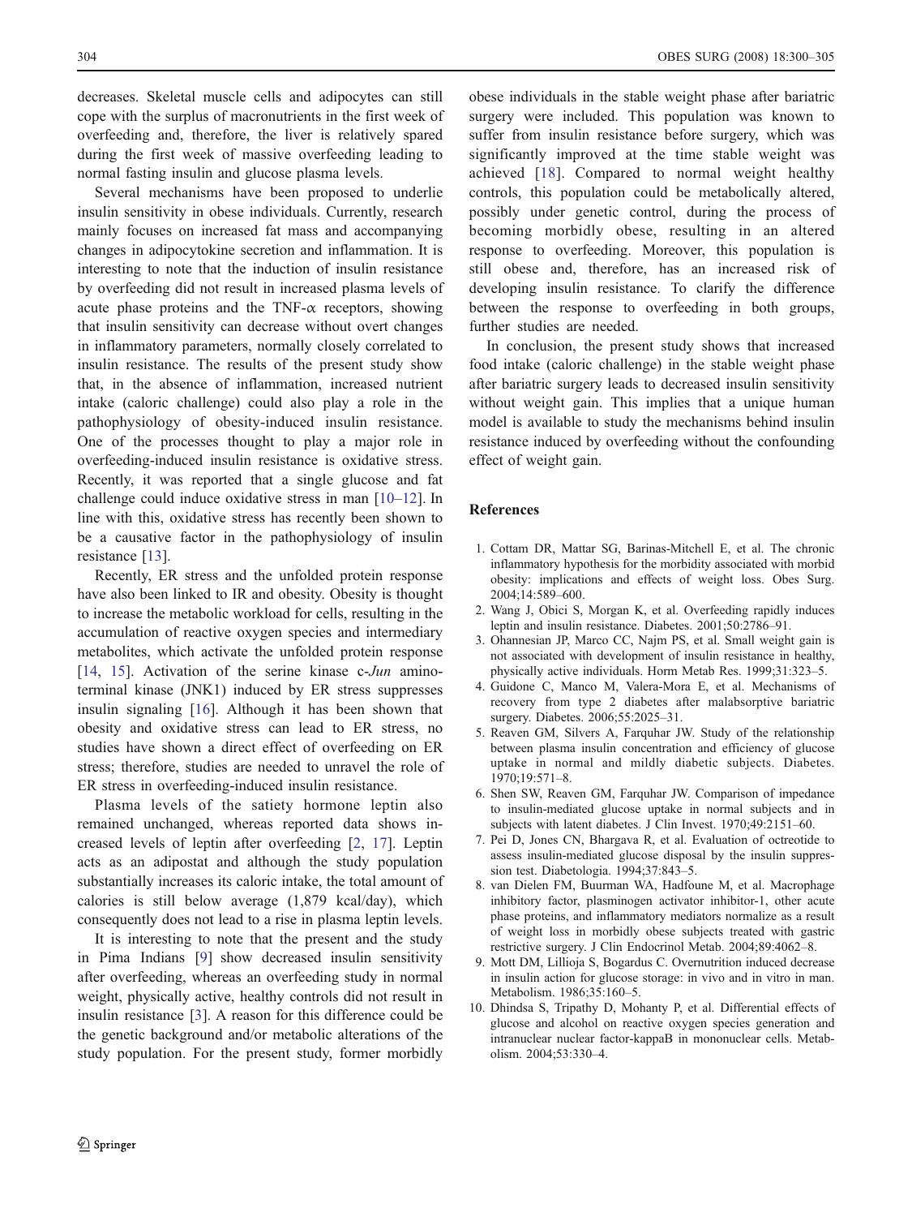decreases. Skeletal muscle cells and adipocytes can still cope with the surplus of macronutrients in the first week of overfeeding and, therefore, the liver is relatively spared during the first week of massive overfeeding leading to normal fasting insulin and glucose plasma levels.

Several mechanisms have been proposed to underlie insulin sensitivity in obese individuals. Currently, research mainly focuses on increased fat mass and accompanying changes in adipocytokine secretion and inflammation. It is interesting to note that the induction of insulin resistance by overfeeding did not result in increased plasma levels of acute phase proteins and the TNF-$\alpha$ receptors, showing that insulin sensitivity can decrease without overt changes in inflammatory parameters, normally closely correlated to insulin resistance. The results of the present study show that, in the absence of inflammation, increased nutrient intake (caloric challenge) could also play a role in the pathophysiology of obesity-induced insulin resistance. One of the processes thought to play a major role in overfeeding-induced insulin resistance is oxidative stress. Recently, it was reported that a single glucose and fat challenge could induce oxidative stress in man [10–12]. In line with this, oxidative stress has recently been shown to be a causative factor in the pathophysiology of insulin resistance [13].

Recently, ER stress and the unfolded protein response have also been linked to IR and obesity. Obesity is thought to increase the metabolic workload for cells, resulting in the accumulation of reactive oxygen species and intermediary metabolites, which activate the unfolded protein response [14, 15]. Activation of the serine kinase c-*Jun* amino-terminal kinase (JNK1) induced by ER stress suppresses insulin signaling [16]. Although it has been shown that obesity and oxidative stress can lead to ER stress, no studies have shown a direct effect of overfeeding on ER stress; therefore, studies are needed to unravel the role of ER stress in overfeeding-induced insulin resistance.

Plasma levels of the satiety hormone leptin also remained unchanged, whereas reported data shows increased levels of leptin after overfeeding [2, 17]. Leptin acts as an adipostat and although the study population substantially increases its caloric intake, the total amount of calories is still below average (1,879 kcal/day), which consequently does not lead to a rise in plasma leptin levels.

It is interesting to note that the present and the study in Pima Indians [9] show decreased insulin sensitivity after overfeeding, whereas an overfeeding study in normal weight, physically active, healthy controls did not result in insulin resistance [3]. A reason for this difference could be the genetic background and/or metabolic alterations of the study population. For the present study, former morbidly obese individuals in the stable weight phase after bariatric surgery were included. This population was known to suffer from insulin resistance before surgery, which was significantly improved at the time stable weight was achieved [18]. Compared to normal weight healthy controls, this population could be metabolically altered, possibly under genetic control, during the process of becoming morbidly obese, resulting in an altered response to overfeeding. Moreover, this population is still obese and, therefore, has an increased risk of developing insulin resistance. To clarify the difference between the response to overfeeding in both groups, further studies are needed.

In conclusion, the present study shows that increased food intake (caloric challenge) in the stable weight phase after bariatric surgery leads to decreased insulin sensitivity without weight gain. This implies that a unique human model is available to study the mechanisms behind insulin resistance induced by overfeeding without the confounding effect of weight gain.

## References

1. Cottam DR, Mattar SG, Barinas-Mitchell E, et al. The chronic inflammatory hypothesis for the morbidity associated with morbid obesity: implications and effects of weight loss. Obes Surg. 2004;14:589–600.
2. Wang J, Obici S, Morgan K, et al. Overfeeding rapidly induces leptin and insulin resistance. Diabetes. 2001;50:2786–91.
3. Ohannesian JP, Marco CC, Najm PS, et al. Small weight gain is not associated with development of insulin resistance in healthy, physically active individuals. Horm Metab Res. 1999;31:323–5.
4. Guidone C, Manco M, Valera-Mora E, et al. Mechanisms of recovery from type 2 diabetes after malabsorptive bariatric surgery. Diabetes. 2006;55:2025–31.
5. Reaven GM, Silvers A, Farquhar JW. Study of the relationship between plasma insulin concentration and efficiency of glucose uptake in normal and mildly diabetic subjects. Diabetes. 1970;19:571–8.
6. Shen SW, Reaven GM, Farquhar JW. Comparison of impedance to insulin-mediated glucose uptake in normal subjects and in subjects with latent diabetes. J Clin Invest. 1970;49:2151–60.
7. Pei D, Jones CN, Bhargava R, et al. Evaluation of octreotide to assess insulin-mediated glucose disposal by the insulin suppression test. Diabetologia. 1994;37:843–5.
8. van Dielen FM, Buurman WA, Hadfoune M, et al. Macrophage inhibitory factor, plasminogen activator inhibitor-1, other acute phase proteins, and inflammatory mediators normalize as a result of weight loss in morbidly obese subjects treated with gastric restrictive surgery. J Clin Endocrinol Metab. 2004;89:4062–8.
9. Mott DM, Lillioja S, Bogardus C. Overnutrition induced decrease in insulin action for glucose storage: in vivo and in vitro in man. Metabolism. 1986;35:160–5.
10. Dhindsa S, Tripathy D, Mohanty P, et al. Differential effects of glucose and alcohol on reactive oxygen species generation and intranuclear nuclear factor-kappaB in mononuclear cells. Metabolism. 2004;53:330–4.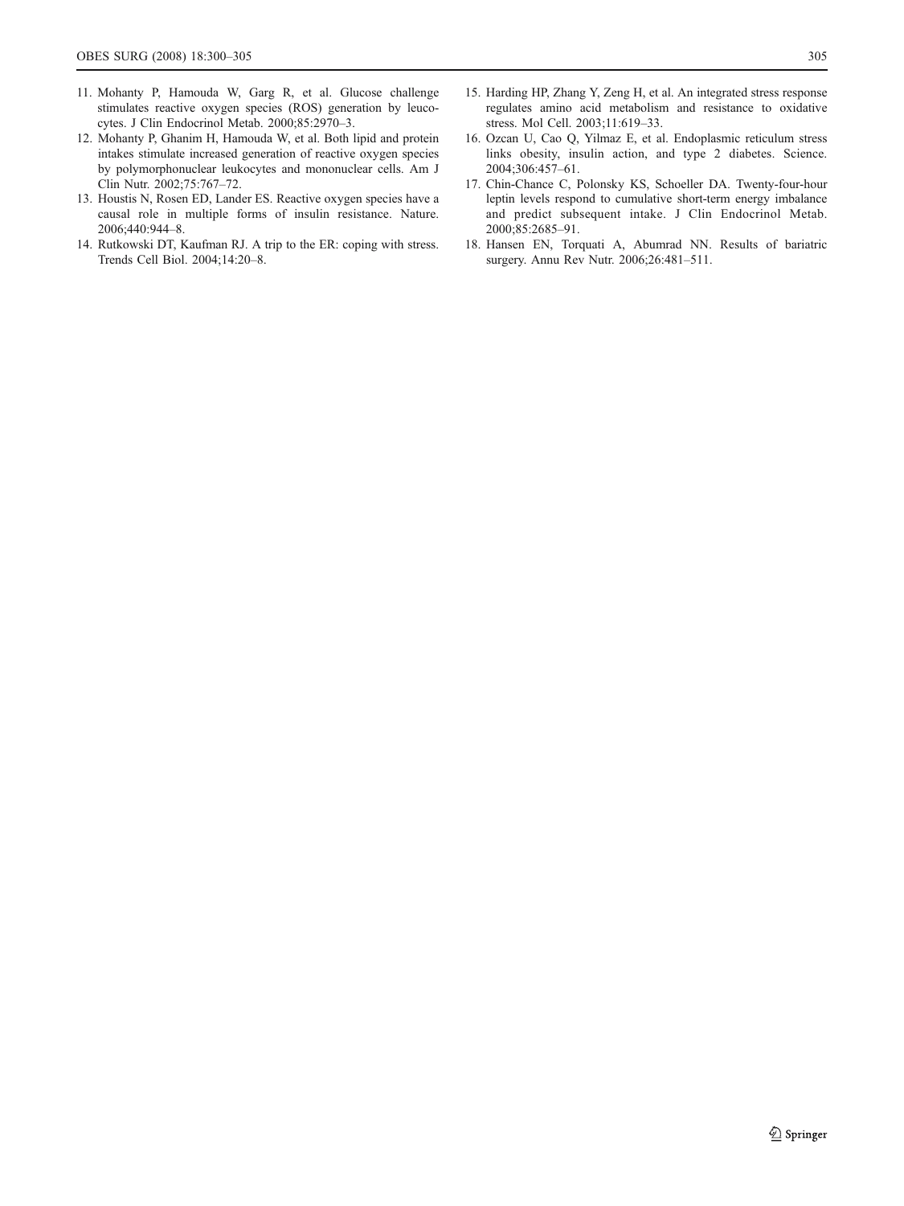11. Mohanty P, Hamouda W, Garg R, et al. Glucose challenge stimulates reactive oxygen species (ROS) generation by leucocytes. J Clin Endocrinol Metab. 2000;85:2970–3.
12. Mohanty P, Ghanim H, Hamouda W, et al. Both lipid and protein intakes stimulate increased generation of reactive oxygen species by polymorphonuclear leukocytes and mononuclear cells. Am J Clin Nutr. 2002;75:767–72.
13. Houstis N, Rosen ED, Lander ES. Reactive oxygen species have a causal role in multiple forms of insulin resistance. Nature. 2006;440:944–8.
14. Rutkowski DT, Kaufman RJ. A trip to the ER: coping with stress. Trends Cell Biol. 2004;14:20–8.
15. Harding HP, Zhang Y, Zeng H, et al. An integrated stress response regulates amino acid metabolism and resistance to oxidative stress. Mol Cell. 2003;11:619–33.
16. Ozcan U, Cao Q, Yilmaz E, et al. Endoplasmic reticulum stress links obesity, insulin action, and type 2 diabetes. Science. 2004;306:457–61.
17. Chin-Chance C, Polonsky KS, Schoeller DA. Twenty-four-hour leptin levels respond to cumulative short-term energy imbalance and predict subsequent intake. J Clin Endocrinol Metab. 2000;85:2685–91.
18. Hansen EN, Torquati A, Abumrad NN. Results of bariatric surgery. Annu Rev Nutr. 2006;26:481–511.